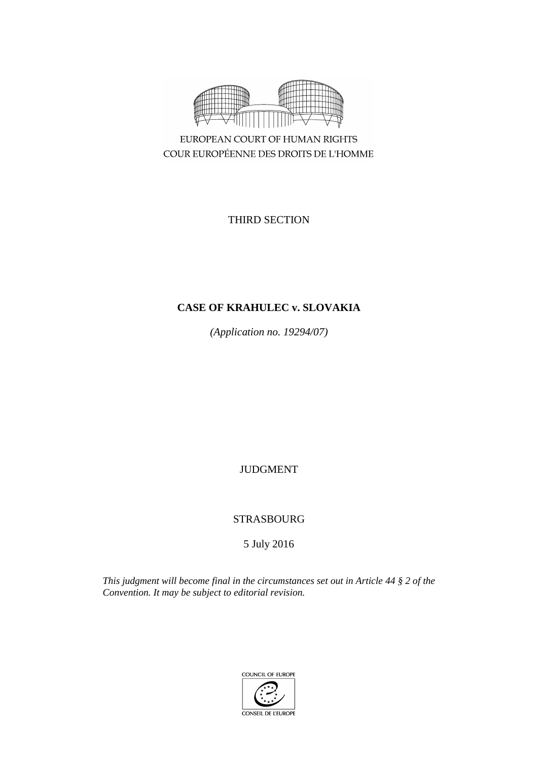EUROPEAN COURT OF HUMAN RIGHTS
COUR EUROPÉENNE DES DROITS DE L'HOMME

THIRD SECTION

# CASE OF KRAHULEC v. SLOVAKIA

*(Application no. 19294/07)*

JUDGMENT

STRASBOURG

5 July 2016

*This judgment will become final in the circumstances set out in Article 44 § 2 of the Convention. It may be subject to editorial revision.*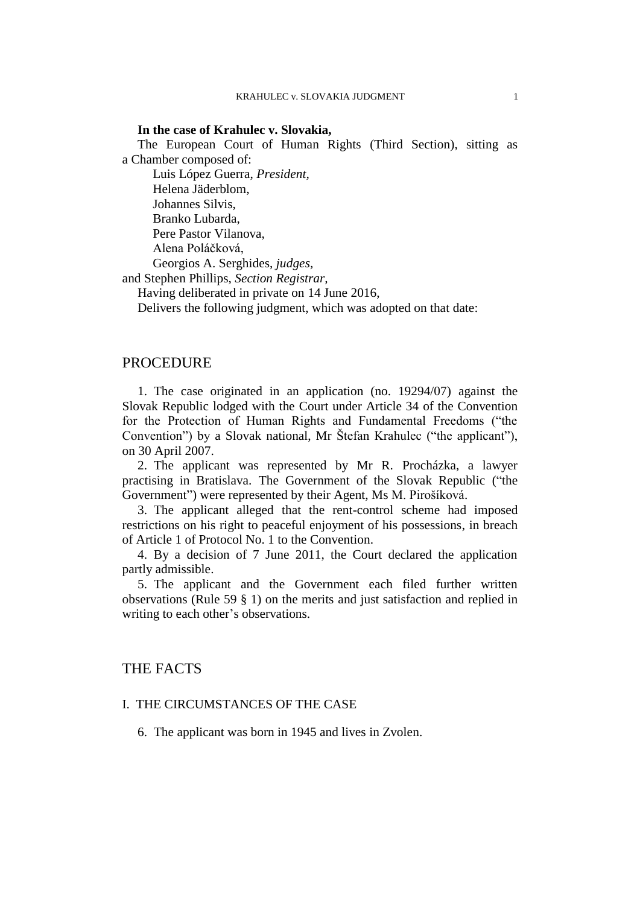**In the case of Krahulec v. Slovakia,**

The European Court of Human Rights (Third Section), sitting as a Chamber composed of:

Luis López Guerra, *President,*
Helena Jäderblom,
Johannes Silvis,
Branko Lubarda,
Pere Pastor Vilanova,
Alena Poláčková,
Georgios A. Serghides, *judges,*
and Stephen Phillips, *Section Registrar,*

Having deliberated in private on 14 June 2016,

Delivers the following judgment, which was adopted on that date:

## PROCEDURE

1. The case originated in an application (no. 19294/07) against the Slovak Republic lodged with the Court under Article 34 of the Convention for the Protection of Human Rights and Fundamental Freedoms ("the Convention") by a Slovak national, Mr Štefan Krahulec ("the applicant"), on 30 April 2007.

2. The applicant was represented by Mr R. Procházka, a lawyer practising in Bratislava. The Government of the Slovak Republic ("the Government") were represented by their Agent, Ms M. Pirošíková.

3. The applicant alleged that the rent-control scheme had imposed restrictions on his right to peaceful enjoyment of his possessions, in breach of Article 1 of Protocol No. 1 to the Convention.

4. By a decision of 7 June 2011, the Court declared the application partly admissible.

5. The applicant and the Government each filed further written observations (Rule 59 § 1) on the merits and just satisfaction and replied in writing to each other's observations.

## THE FACTS

### I. THE CIRCUMSTANCES OF THE CASE

6. The applicant was born in 1945 and lives in Zvolen.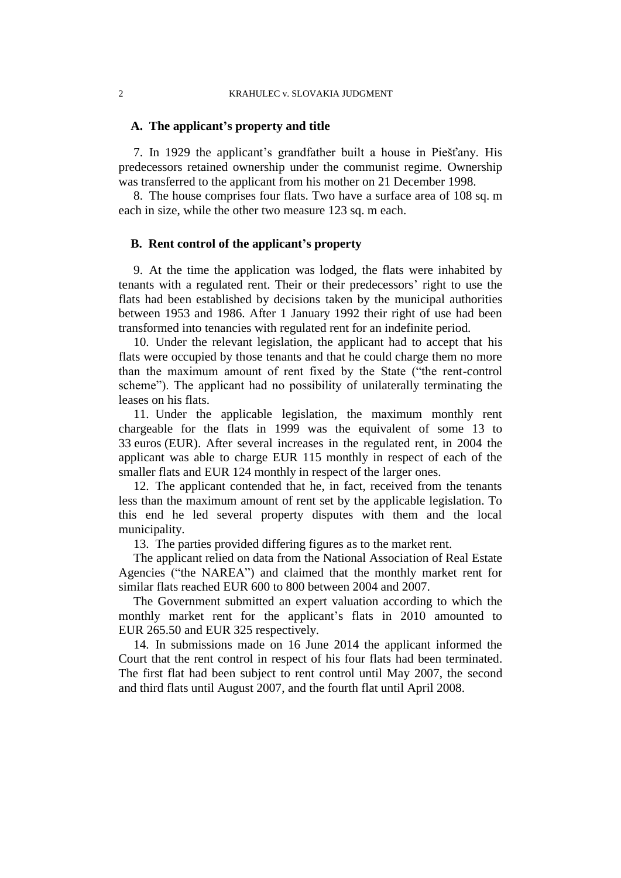## A. The applicant's property and title

7. In 1929 the applicant's grandfather built a house in Piešťany. His predecessors retained ownership under the communist regime. Ownership was transferred to the applicant from his mother on 21 December 1998.

8. The house comprises four flats. Two have a surface area of 108 sq. m each in size, while the other two measure 123 sq. m each.

## B. Rent control of the applicant's property

9. At the time the application was lodged, the flats were inhabited by tenants with a regulated rent. Their or their predecessors' right to use the flats had been established by decisions taken by the municipal authorities between 1953 and 1986. After 1 January 1992 their right of use had been transformed into tenancies with regulated rent for an indefinite period.

10. Under the relevant legislation, the applicant had to accept that his flats were occupied by those tenants and that he could charge them no more than the maximum amount of rent fixed by the State ("the rent-control scheme"). The applicant had no possibility of unilaterally terminating the leases on his flats.

11. Under the applicable legislation, the maximum monthly rent chargeable for the flats in 1999 was the equivalent of some 13 to 33 euros (EUR). After several increases in the regulated rent, in 2004 the applicant was able to charge EUR 115 monthly in respect of each of the smaller flats and EUR 124 monthly in respect of the larger ones.

12. The applicant contended that he, in fact, received from the tenants less than the maximum amount of rent set by the applicable legislation. To this end he led several property disputes with them and the local municipality.

13. The parties provided differing figures as to the market rent.

The applicant relied on data from the National Association of Real Estate Agencies ("the NAREA") and claimed that the monthly market rent for similar flats reached EUR 600 to 800 between 2004 and 2007.

The Government submitted an expert valuation according to which the monthly market rent for the applicant's flats in 2010 amounted to EUR 265.50 and EUR 325 respectively.

14. In submissions made on 16 June 2014 the applicant informed the Court that the rent control in respect of his four flats had been terminated. The first flat had been subject to rent control until May 2007, the second and third flats until August 2007, and the fourth flat until April 2008.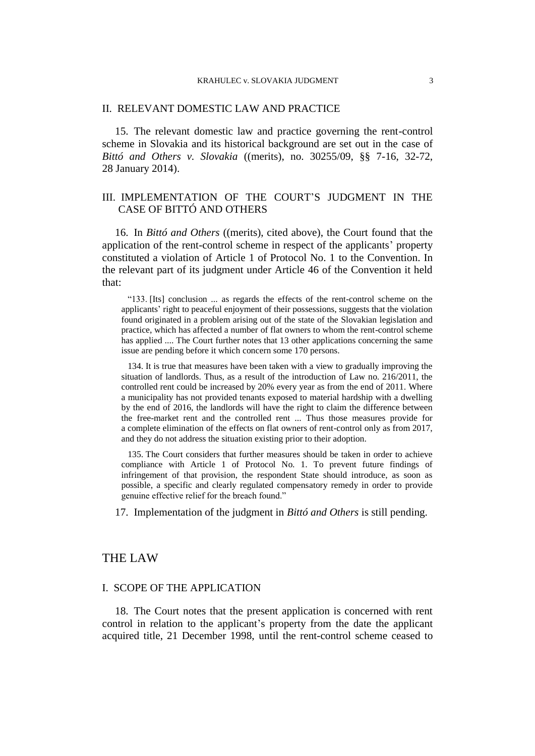## II. RELEVANT DOMESTIC LAW AND PRACTICE

15. The relevant domestic law and practice governing the rent-control scheme in Slovakia and its historical background are set out in the case of *Bittó and Others v. Slovakia* ((merits), no. 30255/09, §§ 7-16, 32-72, 28 January 2014).

## III. IMPLEMENTATION OF THE COURT'S JUDGMENT IN THE CASE OF BITTÓ AND OTHERS

16. In *Bittó and Others* ((merits), cited above), the Court found that the application of the rent-control scheme in respect of the applicants' property constituted a violation of Article 1 of Protocol No. 1 to the Convention. In the relevant part of its judgment under Article 46 of the Convention it held that:

> "133. [Its] conclusion ... as regards the effects of the rent-control scheme on the applicants' right to peaceful enjoyment of their possessions, suggests that the violation found originated in a problem arising out of the state of the Slovakian legislation and practice, which has affected a number of flat owners to whom the rent-control scheme has applied .... The Court further notes that 13 other applications concerning the same issue are pending before it which concern some 170 persons.
>
> 134. It is true that measures have been taken with a view to gradually improving the situation of landlords. Thus, as a result of the introduction of Law no. 216/2011, the controlled rent could be increased by 20% every year as from the end of 2011. Where a municipality has not provided tenants exposed to material hardship with a dwelling by the end of 2016, the landlords will have the right to claim the difference between the free-market rent and the controlled rent ... Thus those measures provide for a complete elimination of the effects on flat owners of rent-control only as from 2017, and they do not address the situation existing prior to their adoption.
>
> 135. The Court considers that further measures should be taken in order to achieve compliance with Article 1 of Protocol No. 1. To prevent future findings of infringement of that provision, the respondent State should introduce, as soon as possible, a specific and clearly regulated compensatory remedy in order to provide genuine effective relief for the breach found."

17. Implementation of the judgment in *Bittó and Others* is still pending.

# THE LAW

## I. SCOPE OF THE APPLICATION

18. The Court notes that the present application is concerned with rent control in relation to the applicant's property from the date the applicant acquired title, 21 December 1998, until the rent-control scheme ceased to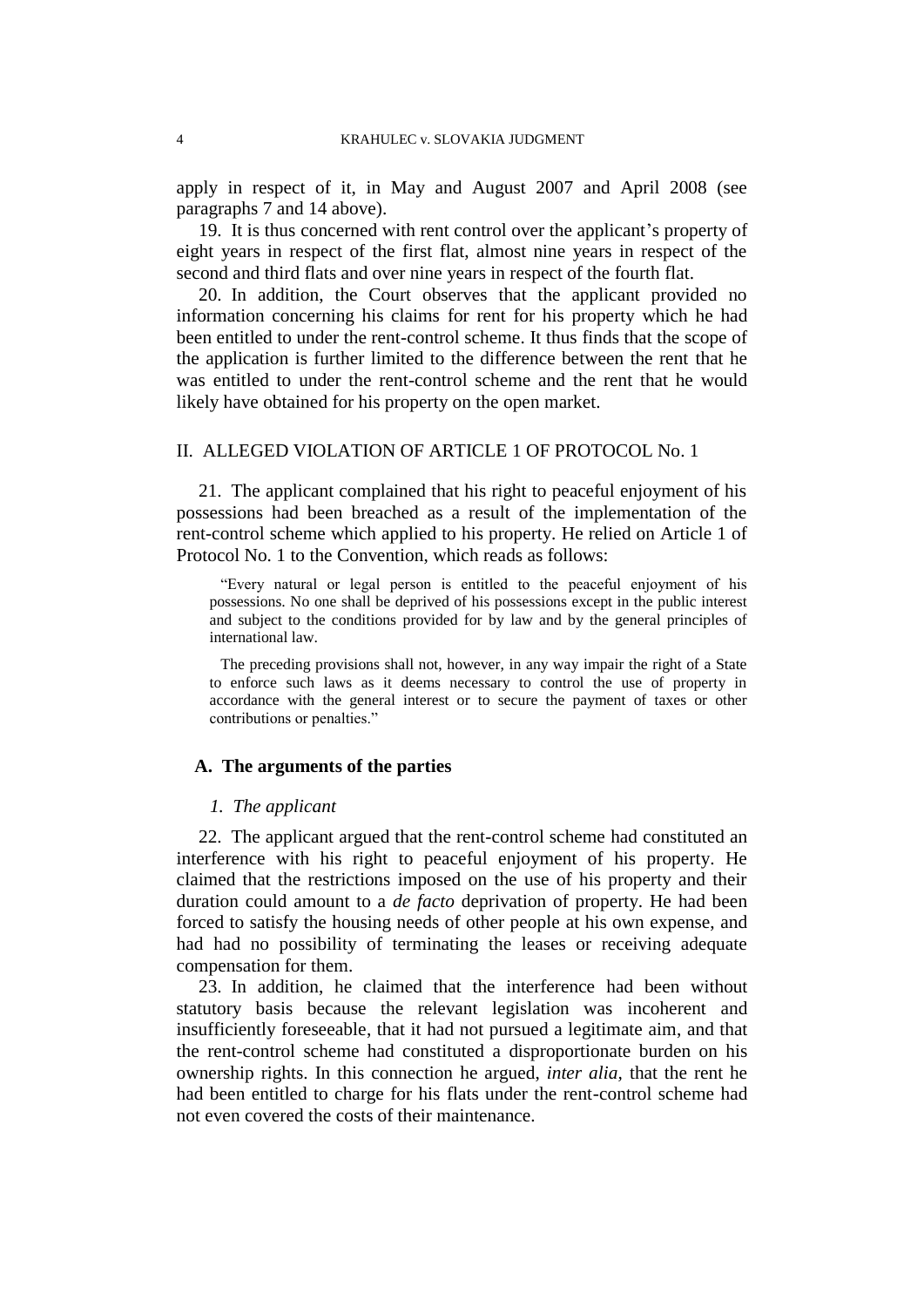apply in respect of it, in May and August 2007 and April 2008 (see paragraphs 7 and 14 above).

19. It is thus concerned with rent control over the applicant's property of eight years in respect of the first flat, almost nine years in respect of the second and third flats and over nine years in respect of the fourth flat.

20. In addition, the Court observes that the applicant provided no information concerning his claims for rent for his property which he had been entitled to under the rent-control scheme. It thus finds that the scope of the application is further limited to the difference between the rent that he was entitled to under the rent-control scheme and the rent that he would likely have obtained for his property on the open market.

## II. ALLEGED VIOLATION OF ARTICLE 1 OF PROTOCOL No. 1

21. The applicant complained that his right to peaceful enjoyment of his possessions had been breached as a result of the implementation of the rent-control scheme which applied to his property. He relied on Article 1 of Protocol No. 1 to the Convention, which reads as follows:

> "Every natural or legal person is entitled to the peaceful enjoyment of his possessions. No one shall be deprived of his possessions except in the public interest and subject to the conditions provided for by law and by the general principles of international law.
>
> The preceding provisions shall not, however, in any way impair the right of a State to enforce such laws as it deems necessary to control the use of property in accordance with the general interest or to secure the payment of taxes or other contributions or penalties."

### A. The arguments of the parties

#### *1. The applicant*

22. The applicant argued that the rent-control scheme had constituted an interference with his right to peaceful enjoyment of his property. He claimed that the restrictions imposed on the use of his property and their duration could amount to a *de facto* deprivation of property. He had been forced to satisfy the housing needs of other people at his own expense, and had had no possibility of terminating the leases or receiving adequate compensation for them.

23. In addition, he claimed that the interference had been without statutory basis because the relevant legislation was incoherent and insufficiently foreseeable, that it had not pursued a legitimate aim, and that the rent-control scheme had constituted a disproportionate burden on his ownership rights. In this connection he argued, *inter alia,* that the rent he had been entitled to charge for his flats under the rent-control scheme had not even covered the costs of their maintenance.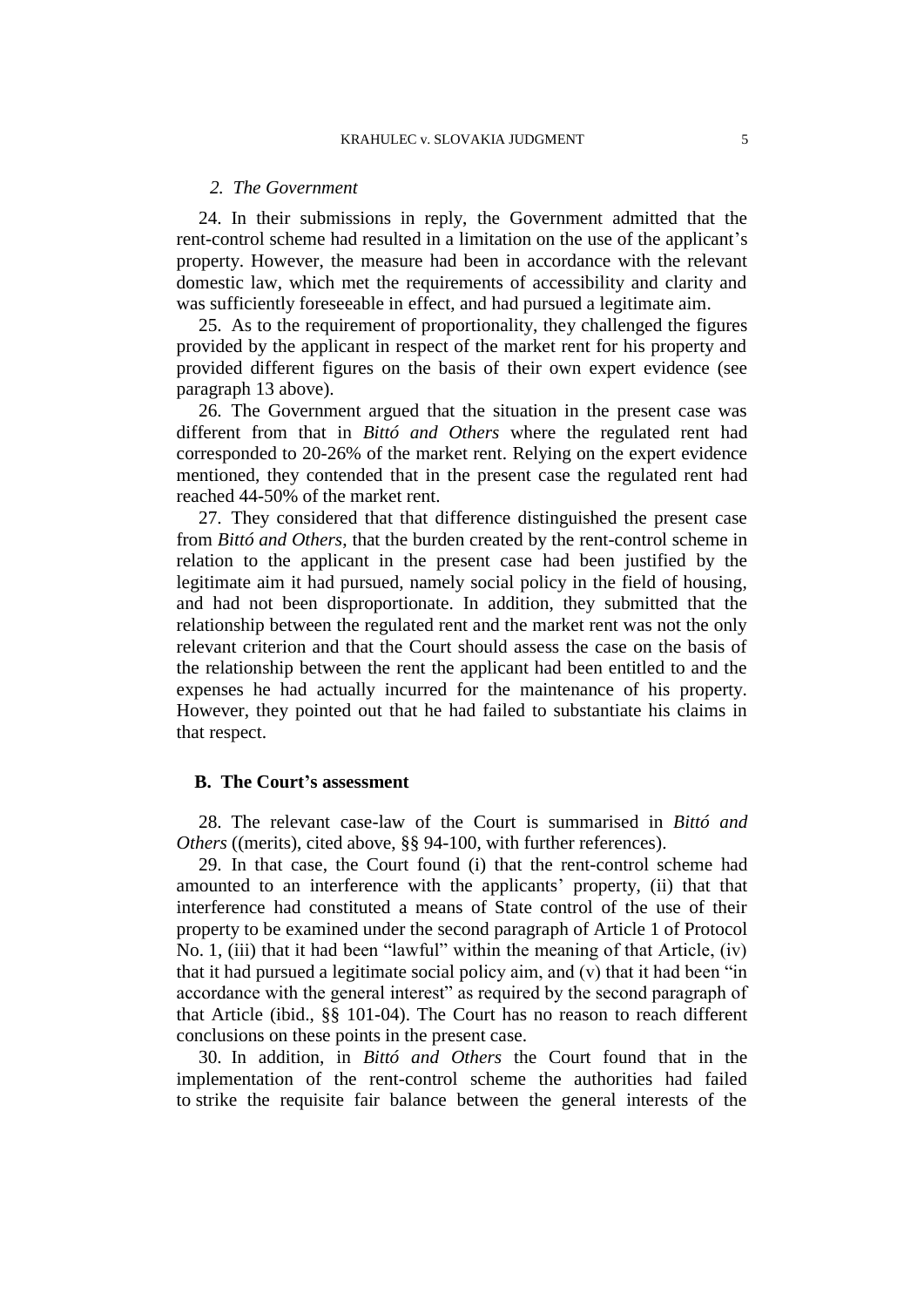### *2. The Government*

24. In their submissions in reply, the Government admitted that the rent-control scheme had resulted in a limitation on the use of the applicant's property. However, the measure had been in accordance with the relevant domestic law, which met the requirements of accessibility and clarity and was sufficiently foreseeable in effect, and had pursued a legitimate aim.

25. As to the requirement of proportionality, they challenged the figures provided by the applicant in respect of the market rent for his property and provided different figures on the basis of their own expert evidence (see paragraph 13 above).

26. The Government argued that the situation in the present case was different from that in *Bittó and Others* where the regulated rent had corresponded to 20-26% of the market rent. Relying on the expert evidence mentioned, they contended that in the present case the regulated rent had reached 44-50% of the market rent.

27. They considered that that difference distinguished the present case from *Bittó and Others*, that the burden created by the rent-control scheme in relation to the applicant in the present case had been justified by the legitimate aim it had pursued, namely social policy in the field of housing, and had not been disproportionate. In addition, they submitted that the relationship between the regulated rent and the market rent was not the only relevant criterion and that the Court should assess the case on the basis of the relationship between the rent the applicant had been entitled to and the expenses he had actually incurred for the maintenance of his property. However, they pointed out that he had failed to substantiate his claims in that respect.

## **B. The Court's assessment**

28. The relevant case-law of the Court is summarised in *Bittó and Others* ((merits), cited above, §§ 94-100, with further references).

29. In that case, the Court found (i) that the rent-control scheme had amounted to an interference with the applicants' property, (ii) that that interference had constituted a means of State control of the use of their property to be examined under the second paragraph of Article 1 of Protocol No. 1, (iii) that it had been "lawful" within the meaning of that Article, (iv) that it had pursued a legitimate social policy aim, and (v) that it had been "in accordance with the general interest" as required by the second paragraph of that Article (ibid., §§ 101-04). The Court has no reason to reach different conclusions on these points in the present case.

30. In addition, in *Bittó and Others* the Court found that in the implementation of the rent-control scheme the authorities had failed to strike the requisite fair balance between the general interests of the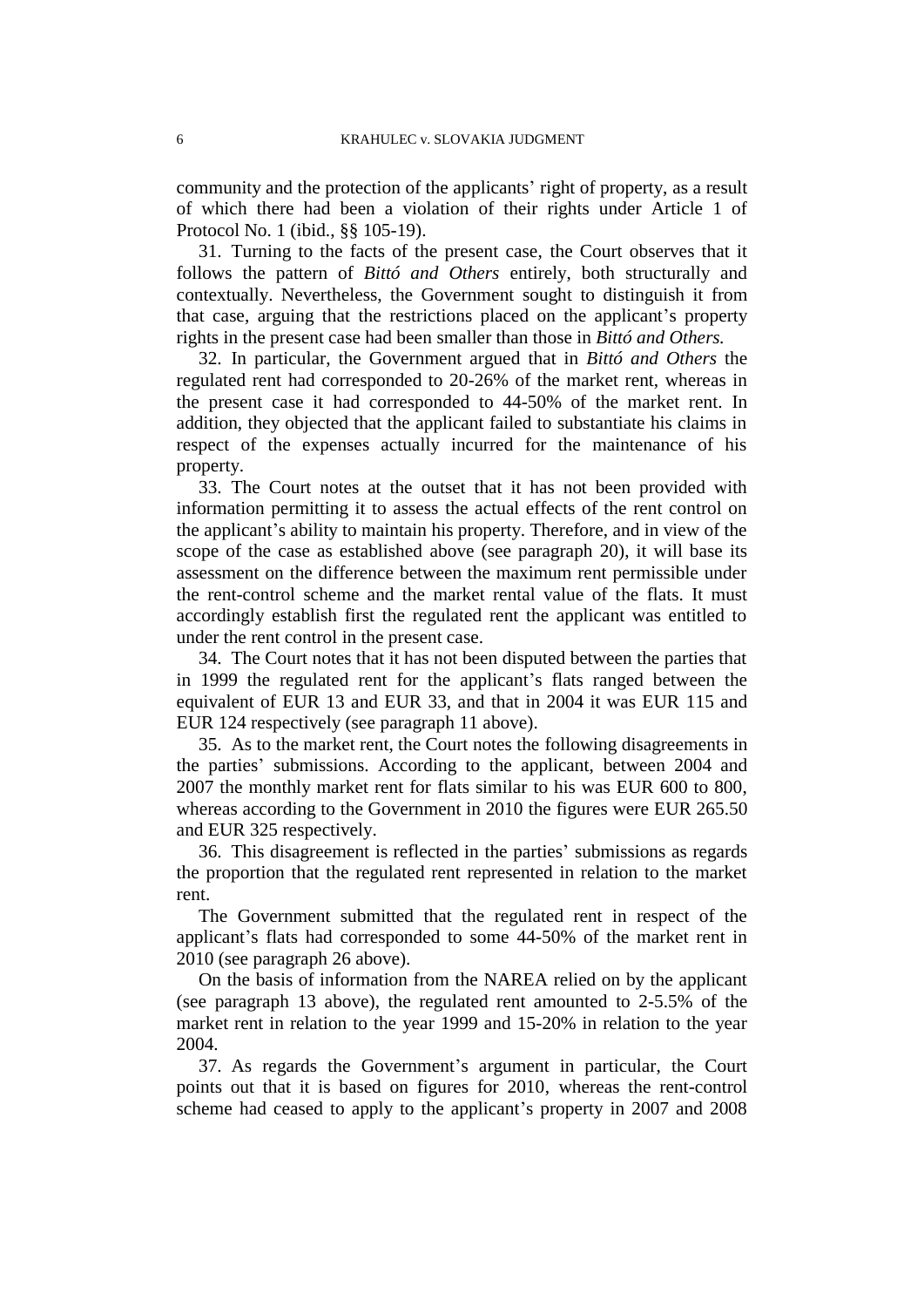community and the protection of the applicants' right of property, as a result of which there had been a violation of their rights under Article 1 of Protocol No. 1 (ibid., §§ 105-19).

31. Turning to the facts of the present case, the Court observes that it follows the pattern of *Bittó and Others* entirely, both structurally and contextually. Nevertheless, the Government sought to distinguish it from that case, arguing that the restrictions placed on the applicant's property rights in the present case had been smaller than those in *Bittó and Others.*

32. In particular, the Government argued that in *Bittó and Others* the regulated rent had corresponded to 20-26% of the market rent, whereas in the present case it had corresponded to 44-50% of the market rent. In addition, they objected that the applicant failed to substantiate his claims in respect of the expenses actually incurred for the maintenance of his property.

33. The Court notes at the outset that it has not been provided with information permitting it to assess the actual effects of the rent control on the applicant's ability to maintain his property. Therefore, and in view of the scope of the case as established above (see paragraph 20), it will base its assessment on the difference between the maximum rent permissible under the rent-control scheme and the market rental value of the flats. It must accordingly establish first the regulated rent the applicant was entitled to under the rent control in the present case.

34. The Court notes that it has not been disputed between the parties that in 1999 the regulated rent for the applicant's flats ranged between the equivalent of EUR 13 and EUR 33, and that in 2004 it was EUR 115 and EUR 124 respectively (see paragraph 11 above).

35. As to the market rent, the Court notes the following disagreements in the parties' submissions. According to the applicant, between 2004 and 2007 the monthly market rent for flats similar to his was EUR 600 to 800, whereas according to the Government in 2010 the figures were EUR 265.50 and EUR 325 respectively.

36. This disagreement is reflected in the parties' submissions as regards the proportion that the regulated rent represented in relation to the market rent.

The Government submitted that the regulated rent in respect of the applicant's flats had corresponded to some 44-50% of the market rent in 2010 (see paragraph 26 above).

On the basis of information from the NAREA relied on by the applicant (see paragraph 13 above), the regulated rent amounted to 2-5.5% of the market rent in relation to the year 1999 and 15-20% in relation to the year 2004.

37. As regards the Government's argument in particular, the Court points out that it is based on figures for 2010, whereas the rent-control scheme had ceased to apply to the applicant's property in 2007 and 2008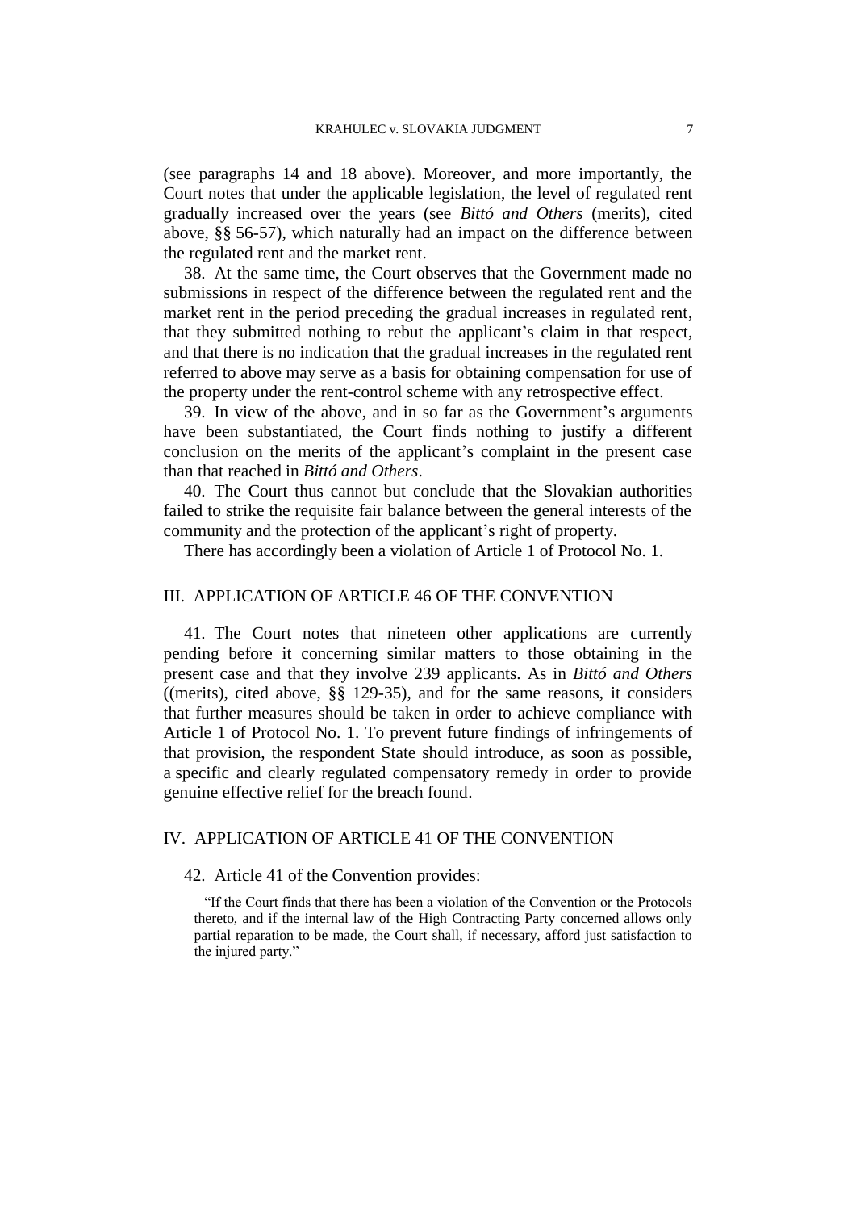(see paragraphs 14 and 18 above). Moreover, and more importantly, the Court notes that under the applicable legislation, the level of regulated rent gradually increased over the years (see *Bittó and Others* (merits), cited above, §§ 56-57), which naturally had an impact on the difference between the regulated rent and the market rent.

38. At the same time, the Court observes that the Government made no submissions in respect of the difference between the regulated rent and the market rent in the period preceding the gradual increases in regulated rent, that they submitted nothing to rebut the applicant's claim in that respect, and that there is no indication that the gradual increases in the regulated rent referred to above may serve as a basis for obtaining compensation for use of the property under the rent-control scheme with any retrospective effect.

39. In view of the above, and in so far as the Government's arguments have been substantiated, the Court finds nothing to justify a different conclusion on the merits of the applicant's complaint in the present case than that reached in *Bittó and Others*.

40. The Court thus cannot but conclude that the Slovakian authorities failed to strike the requisite fair balance between the general interests of the community and the protection of the applicant's right of property.

There has accordingly been a violation of Article 1 of Protocol No. 1.

## III. APPLICATION OF ARTICLE 46 OF THE CONVENTION

41. The Court notes that nineteen other applications are currently pending before it concerning similar matters to those obtaining in the present case and that they involve 239 applicants. As in *Bittó and Others* ((merits), cited above, §§ 129-35), and for the same reasons, it considers that further measures should be taken in order to achieve compliance with Article 1 of Protocol No. 1. To prevent future findings of infringements of that provision, the respondent State should introduce, as soon as possible, a specific and clearly regulated compensatory remedy in order to provide genuine effective relief for the breach found.

## IV. APPLICATION OF ARTICLE 41 OF THE CONVENTION

42. Article 41 of the Convention provides:

> "If the Court finds that there has been a violation of the Convention or the Protocols thereto, and if the internal law of the High Contracting Party concerned allows only partial reparation to be made, the Court shall, if necessary, afford just satisfaction to the injured party."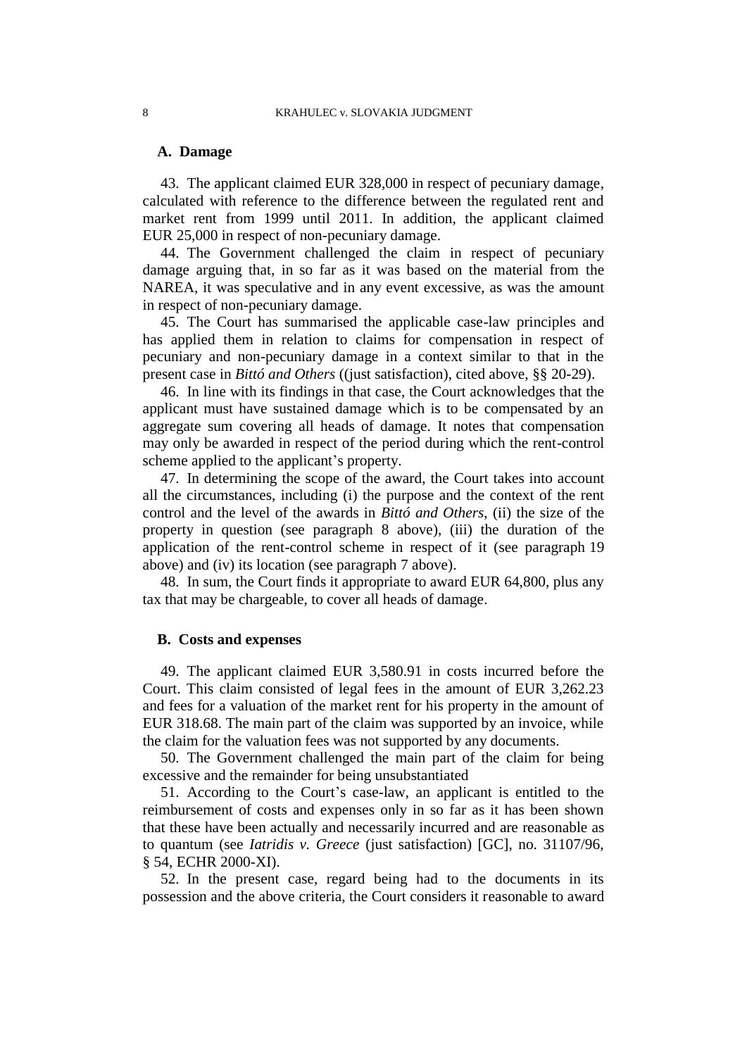### A. Damage

43. The applicant claimed EUR 328,000 in respect of pecuniary damage, calculated with reference to the difference between the regulated rent and market rent from 1999 until 2011. In addition, the applicant claimed EUR 25,000 in respect of non-pecuniary damage.

44. The Government challenged the claim in respect of pecuniary damage arguing that, in so far as it was based on the material from the NAREA, it was speculative and in any event excessive, as was the amount in respect of non-pecuniary damage.

45. The Court has summarised the applicable case-law principles and has applied them in relation to claims for compensation in respect of pecuniary and non-pecuniary damage in a context similar to that in the present case in *Bittó and Others* ((just satisfaction), cited above, §§ 20-29).

46. In line with its findings in that case, the Court acknowledges that the applicant must have sustained damage which is to be compensated by an aggregate sum covering all heads of damage. It notes that compensation may only be awarded in respect of the period during which the rent-control scheme applied to the applicant's property.

47. In determining the scope of the award, the Court takes into account all the circumstances, including (i) the purpose and the context of the rent control and the level of the awards in *Bittó and Others*, (ii) the size of the property in question (see paragraph 8 above), (iii) the duration of the application of the rent-control scheme in respect of it (see paragraph 19 above) and (iv) its location (see paragraph 7 above).

48. In sum, the Court finds it appropriate to award EUR 64,800, plus any tax that may be chargeable, to cover all heads of damage.

### B. Costs and expenses

49. The applicant claimed EUR 3,580.91 in costs incurred before the Court. This claim consisted of legal fees in the amount of EUR 3,262.23 and fees for a valuation of the market rent for his property in the amount of EUR 318.68. The main part of the claim was supported by an invoice, while the claim for the valuation fees was not supported by any documents.

50. The Government challenged the main part of the claim for being excessive and the remainder for being unsubstantiated

51. According to the Court's case-law, an applicant is entitled to the reimbursement of costs and expenses only in so far as it has been shown that these have been actually and necessarily incurred and are reasonable as to quantum (see *Iatridis v. Greece* (just satisfaction) [GC], no. 31107/96, § 54, ECHR 2000-XI).

52. In the present case, regard being had to the documents in its possession and the above criteria, the Court considers it reasonable to award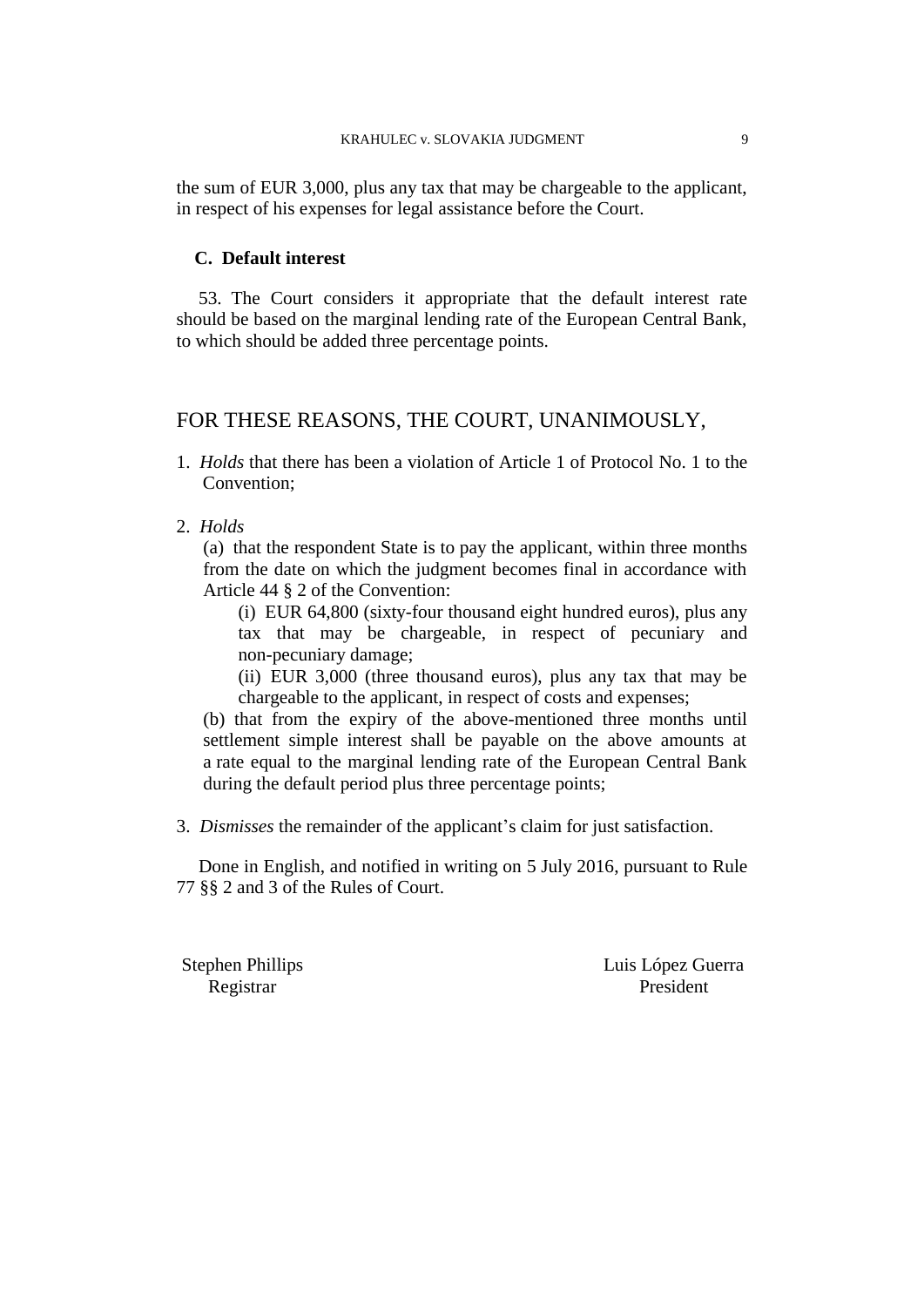the sum of EUR 3,000, plus any tax that may be chargeable to the applicant, in respect of his expenses for legal assistance before the Court.

### C. Default interest

53. The Court considers it appropriate that the default interest rate should be based on the marginal lending rate of the European Central Bank, to which should be added three percentage points.

## FOR THESE REASONS, THE COURT, UNANIMOUSLY,

1. *Holds* that there has been a violation of Article 1 of Protocol No. 1 to the Convention;

2. *Holds*
   (a) that the respondent State is to pay the applicant, within three months from the date on which the judgment becomes final in accordance with Article 44 § 2 of the Convention:
      (i) EUR 64,800 (sixty-four thousand eight hundred euros), plus any tax that may be chargeable, in respect of pecuniary and non-pecuniary damage;
      (ii) EUR 3,000 (three thousand euros), plus any tax that may be chargeable to the applicant, in respect of costs and expenses;
   (b) that from the expiry of the above-mentioned three months until settlement simple interest shall be payable on the above amounts at a rate equal to the marginal lending rate of the European Central Bank during the default period plus three percentage points;

3. *Dismisses* the remainder of the applicant's claim for just satisfaction.

Done in English, and notified in writing on 5 July 2016, pursuant to Rule 77 §§ 2 and 3 of the Rules of Court.

Stephen Phillips
Registrar

Luis López Guerra
President